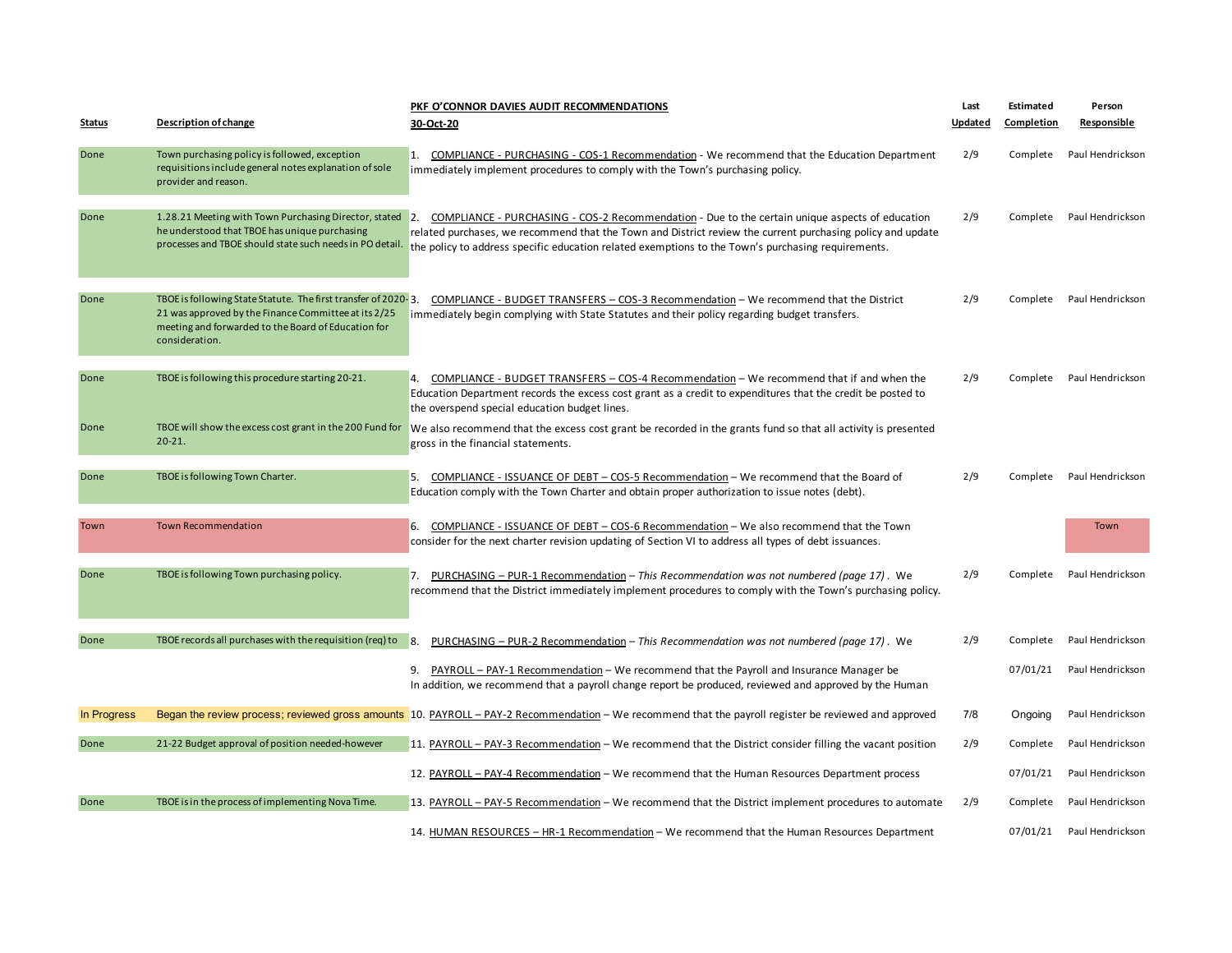| Status | Description of change | PKF O'CONNOR DAVIES AUDIT RECOMMENDATIONS 30-Oct-20 | Last Updated | Estimated Completion | Person Responsible |
|---|---|---|---|---|---|
| Done | Town purchasing policy is followed, exception requisitions include general notes explanation of sole provider and reason. | 1. COMPLIANCE - PURCHASING - COS-1 Recommendation - We recommend that the Education Department immediately implement procedures to comply with the Town's purchasing policy. | 2/9 | Complete | Paul Hendrickson |
| Done | 1.28.21 Meeting with Town Purchasing Director, stated he understood that TBOE has unique purchasing processes and TBOE should state such needs in PO detail. | 2. COMPLIANCE - PURCHASING - COS-2 Recommendation - Due to the certain unique aspects of education related purchases, we recommend that the Town and District review the current purchasing policy and update the policy to address specific education related exemptions to the Town's purchasing requirements. | 2/9 | Complete | Paul Hendrickson |
| Done | TBOE is following State Statute. The first transfer of 2020-21 was approved by the Finance Committee at its 2/25 meeting and forwarded to the Board of Education for consideration. | 3. COMPLIANCE - BUDGET TRANSFERS – COS-3 Recommendation – We recommend that the District immediately begin complying with State Statutes and their policy regarding budget transfers. | 2/9 | Complete | Paul Hendrickson |
| Done | TBOE is following this procedure starting 20-21. | 4. COMPLIANCE - BUDGET TRANSFERS – COS-4 Recommendation – We recommend that if and when the Education Department records the excess cost grant as a credit to expenditures that the credit be posted to the overspend special education budget lines. | 2/9 | Complete | Paul Hendrickson |
| Done | TBOE will show the excess cost grant in the 200 Fund for 20-21. | We also recommend that the excess cost grant be recorded in the grants fund so that all activity is presented gross in the financial statements. | | | |
| Done | TBOE is following Town Charter. | 5. COMPLIANCE - ISSUANCE OF DEBT – COS-5 Recommendation – We recommend that the Board of Education comply with the Town Charter and obtain proper authorization to issue notes (debt). | 2/9 | Complete | Paul Hendrickson |
| Town | Town Recommendation | 6. COMPLIANCE - ISSUANCE OF DEBT – COS-6 Recommendation – We also recommend that the Town consider for the next charter revision updating of Section VI to address all types of debt issuances. | | | Town |
| Done | TBOE is following Town purchasing policy. | 7. PURCHASING – PUR-1 Recommendation – *This Recommendation was not numbered (page 17)*. We recommend that the District immediately implement procedures to comply with the Town's purchasing policy. | 2/9 | Complete | Paul Hendrickson |
| Done | TBOE records all purchases with the requisition (req) to | 8. PURCHASING – PUR-2 Recommendation – *This Recommendation was not numbered (page 17)*. We | 2/9 | Complete | Paul Hendrickson |
| | | 9. PAYROLL – PAY-1 Recommendation – We recommend that the Payroll and Insurance Manager be In addition, we recommend that a payroll change report be produced, reviewed and approved by the Human | | 07/01/21 | Paul Hendrickson |
| In Progress | Began the review process; reviewed gross amounts | 10. PAYROLL – PAY-2 Recommendation – We recommend that the payroll register be reviewed and approved | 7/8 | Ongoing | Paul Hendrickson |
| Done | 21-22 Budget approval of position needed-however | 11. PAYROLL – PAY-3 Recommendation – We recommend that the District consider filling the vacant position | 2/9 | Complete | Paul Hendrickson |
| | | 12. PAYROLL – PAY-4 Recommendation – We recommend that the Human Resources Department process | | 07/01/21 | Paul Hendrickson |
| Done | TBOE is in the process of implementing Nova Time. | 13. PAYROLL – PAY-5 Recommendation – We recommend that the District implement procedures to automate | 2/9 | Complete | Paul Hendrickson |
| | | 14. HUMAN RESOURCES – HR-1 Recommendation – We recommend that the Human Resources Department | | 07/01/21 | Paul Hendrickson |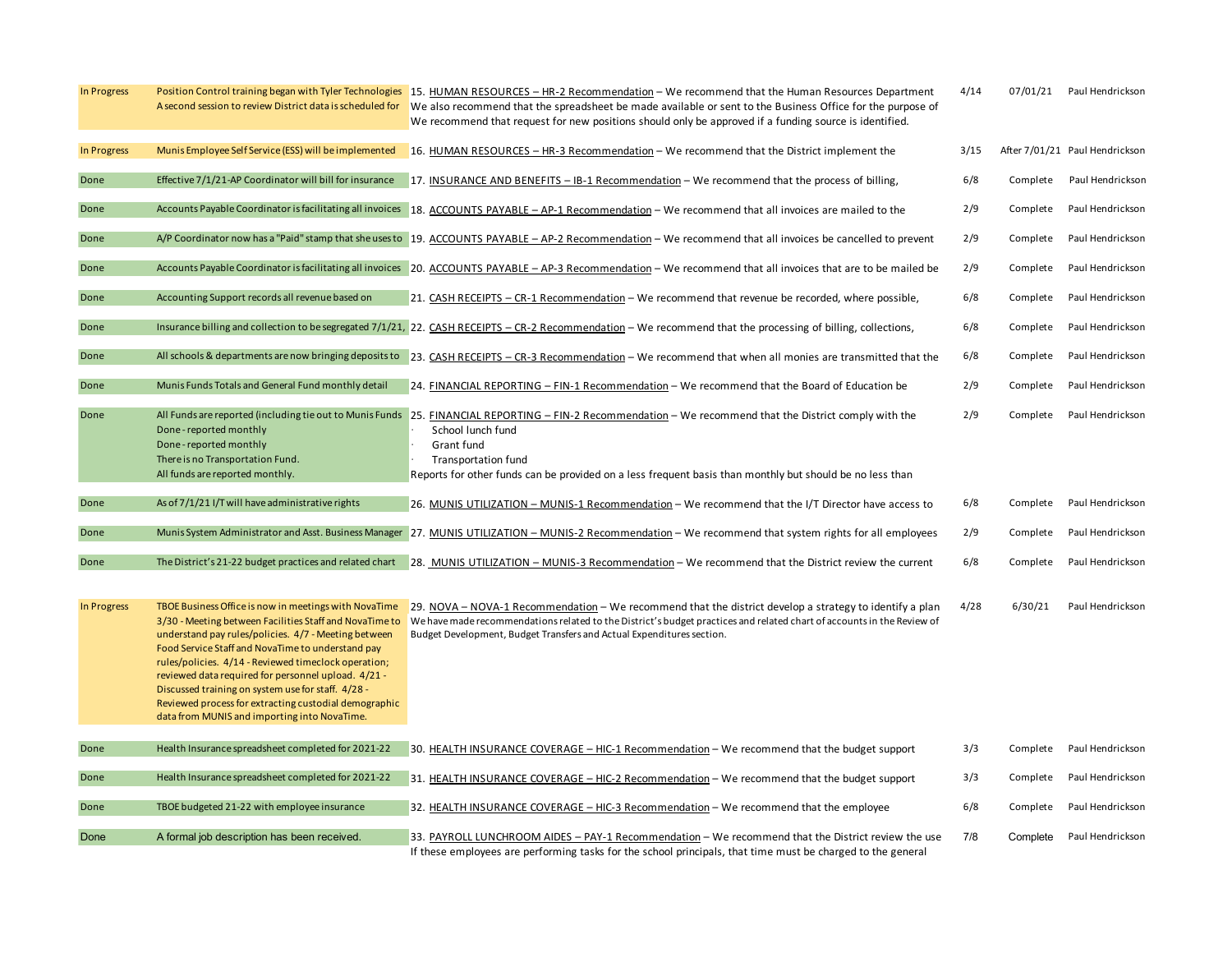| | | | | | |
|---|---|---|---|---|---|
| In Progress | Position Control training began with Tyler Technologies<br>A second session to review District data is scheduled for | 15. HUMAN RESOURCES – HR-2 Recommendation – We recommend that the Human Resources Department<br>We also recommend that the spreadsheet be made available or sent to the Business Office for the purpose of<br>We recommend that request for new positions should only be approved if a funding source is identified. | 4/14 | 07/01/21 | Paul Hendrickson |
| In Progress | Munis Employee Self Service (ESS) will be implemented | 16. HUMAN RESOURCES – HR-3 Recommendation – We recommend that the District implement the | 3/15 | After 7/01/21 | Paul Hendrickson |
| Done | Effective 7/1/21-AP Coordinator will bill for insurance | 17. INSURANCE AND BENEFITS – IB-1 Recommendation – We recommend that the process of billing, | 6/8 | Complete | Paul Hendrickson |
| Done | Accounts Payable Coordinator is facilitating all invoices | 18. ACCOUNTS PAYABLE – AP-1 Recommendation – We recommend that all invoices are mailed to the | 2/9 | Complete | Paul Hendrickson |
| Done | A/P Coordinator now has a "Paid" stamp that she uses to | 19. ACCOUNTS PAYABLE – AP-2 Recommendation – We recommend that all invoices be cancelled to prevent | 2/9 | Complete | Paul Hendrickson |
| Done | Accounts Payable Coordinator is facilitating all invoices | 20. ACCOUNTS PAYABLE – AP-3 Recommendation – We recommend that all invoices that are to be mailed be | 2/9 | Complete | Paul Hendrickson |
| Done | Accounting Support records all revenue based on | 21. CASH RECEIPTS – CR-1 Recommendation – We recommend that revenue be recorded, where possible, | 6/8 | Complete | Paul Hendrickson |
| Done | Insurance billing and collection to be segregated 7/1/21, | 22. CASH RECEIPTS – CR-2 Recommendation – We recommend that the processing of billing, collections, | 6/8 | Complete | Paul Hendrickson |
| Done | All schools & departments are now bringing deposits to | 23. CASH RECEIPTS – CR-3 Recommendation – We recommend that when all monies are transmitted that the | 6/8 | Complete | Paul Hendrickson |
| Done | Munis Funds Totals and General Fund monthly detail | 24. FINANCIAL REPORTING – FIN-1 Recommendation – We recommend that the Board of Education be | 2/9 | Complete | Paul Hendrickson |
| Done | All Funds are reported (including tie out to Munis Funds<br>Done - reported monthly<br>Done - reported monthly<br>There is no Transportation Fund.<br>All funds are reported monthly. | 25. FINANCIAL REPORTING – FIN-2 Recommendation – We recommend that the District comply with the<br>· School lunch fund<br>· Grant fund<br>· Transportation fund<br>Reports for other funds can be provided on a less frequent basis than monthly but should be no less than | 2/9 | Complete | Paul Hendrickson |
| Done | As of 7/1/21 I/T will have administrative rights | 26. MUNIS UTILIZATION – MUNIS-1 Recommendation – We recommend that the I/T Director have access to | 6/8 | Complete | Paul Hendrickson |
| Done | Munis System Administrator and Asst. Business Manager | 27. MUNIS UTILIZATION – MUNIS-2 Recommendation – We recommend that system rights for all employees | 2/9 | Complete | Paul Hendrickson |
| Done | The District's 21-22 budget practices and related chart | 28. MUNIS UTILIZATION – MUNIS-3 Recommendation – We recommend that the District review the current | 6/8 | Complete | Paul Hendrickson |
| In Progress | TBOE Business Office is now in meetings with NovaTime<br>3/30 - Meeting between Facilities Staff and NovaTime to understand pay rules/policies. 4/7 - Meeting between Food Service Staff and NovaTime to understand pay rules/policies. 4/14 - Reviewed timeclock operation; reviewed data required for personnel upload. 4/21 - Discussed training on system use for staff. 4/28 - Reviewed process for extracting custodial demographic data from MUNIS and importing into NovaTime. | 29. NOVA – NOVA-1 Recommendation – We recommend that the district develop a strategy to identify a plan<br>We have made recommendations related to the District's budget practices and related chart of accounts in the Review of Budget Development, Budget Transfers and Actual Expenditures section. | 4/28 | 6/30/21 | Paul Hendrickson |
| Done | Health Insurance spreadsheet completed for 2021-22 | 30. HEALTH INSURANCE COVERAGE – HIC-1 Recommendation – We recommend that the budget support | 3/3 | Complete | Paul Hendrickson |
| Done | Health Insurance spreadsheet completed for 2021-22 | 31. HEALTH INSURANCE COVERAGE – HIC-2 Recommendation – We recommend that the budget support | 3/3 | Complete | Paul Hendrickson |
| Done | TBOE budgeted 21-22 with employee insurance | 32. HEALTH INSURANCE COVERAGE – HIC-3 Recommendation – We recommend that the employee | 6/8 | Complete | Paul Hendrickson |
| Done | A formal job description has been received. | 33. PAYROLL LUNCHROOM AIDES – PAY-1 Recommendation – We recommend that the District review the use<br>If these employees are performing tasks for the school principals, that time must be charged to the general | 7/8 | Complete | Paul Hendrickson |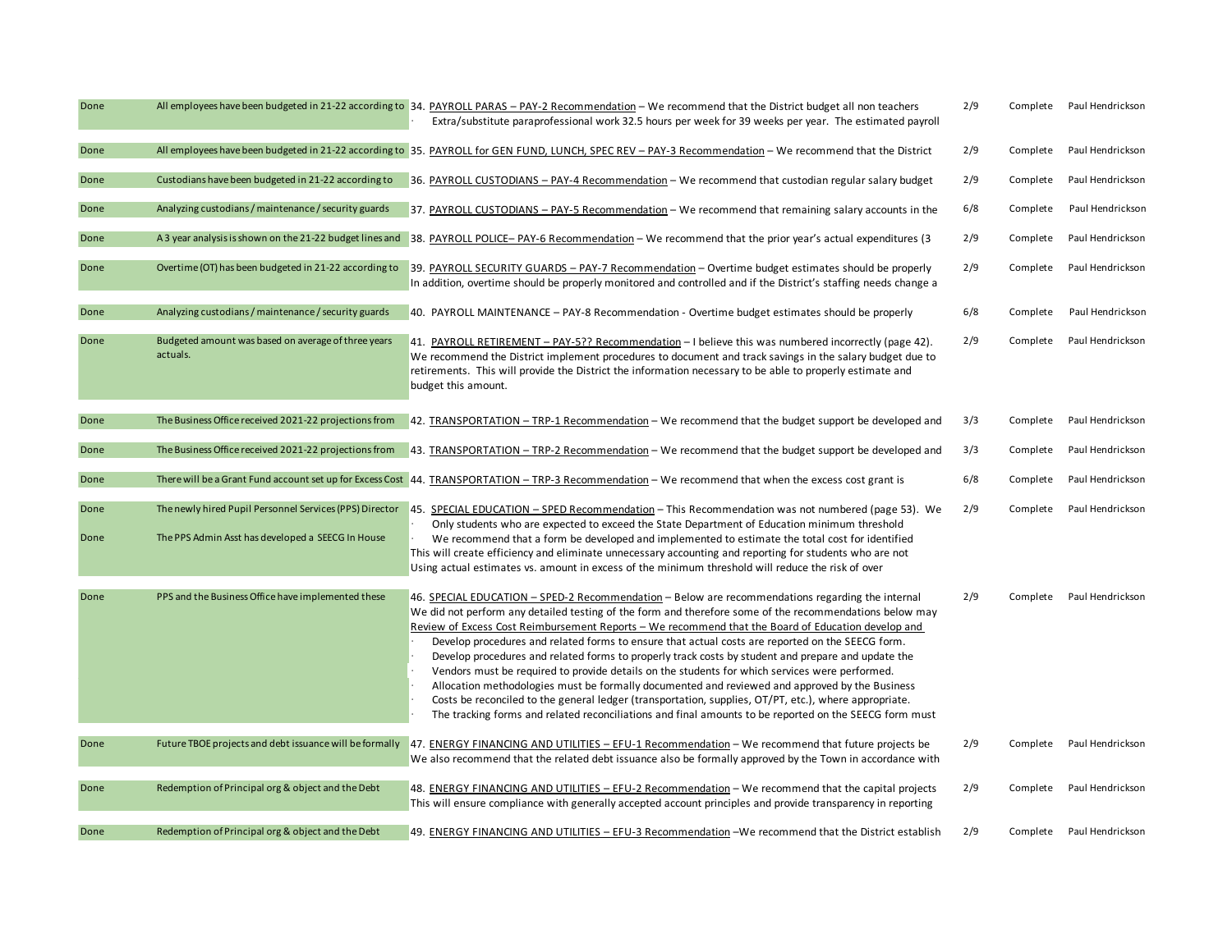| | | | | | |
|---|---|---|---|---|---|
| Done | All employees have been budgeted in 21-22 according to | 34. PAYROLL PARAS – PAY-2 Recommendation – We recommend that the District budget all non teachers<br>· Extra/substitute paraprofessional work 32.5 hours per week for 39 weeks per year. The estimated payroll | 2/9 | Complete | Paul Hendrickson |
| Done | All employees have been budgeted in 21-22 according to | 35. PAYROLL for GEN FUND, LUNCH, SPEC REV – PAY-3 Recommendation – We recommend that the District | 2/9 | Complete | Paul Hendrickson |
| Done | Custodians have been budgeted in 21-22 according to | 36. PAYROLL CUSTODIANS – PAY-4 Recommendation – We recommend that custodian regular salary budget | 2/9 | Complete | Paul Hendrickson |
| Done | Analyzing custodians / maintenance / security guards | 37. PAYROLL CUSTODIANS – PAY-5 Recommendation – We recommend that remaining salary accounts in the | 6/8 | Complete | Paul Hendrickson |
| Done | A 3 year analysis is shown on the 21-22 budget lines and | 38. PAYROLL POLICE– PAY-6 Recommendation – We recommend that the prior year's actual expenditures (3 | 2/9 | Complete | Paul Hendrickson |
| Done | Overtime (OT) has been budgeted in 21-22 according to | 39. PAYROLL SECURITY GUARDS – PAY-7 Recommendation – Overtime budget estimates should be properly<br>In addition, overtime should be properly monitored and controlled and if the District's staffing needs change a | 2/9 | Complete | Paul Hendrickson |
| Done | Analyzing custodians / maintenance / security guards | 40. PAYROLL MAINTENANCE – PAY-8 Recommendation - Overtime budget estimates should be properly | 6/8 | Complete | Paul Hendrickson |
| Done | Budgeted amount was based on average of three years actuals. | 41. PAYROLL RETIREMENT – PAY-5?? Recommendation – I believe this was numbered incorrectly (page 42).<br>We recommend the District implement procedures to document and track savings in the salary budget due to retirements. This will provide the District the information necessary to be able to properly estimate and budget this amount. | 2/9 | Complete | Paul Hendrickson |
| Done | The Business Office received 2021-22 projections from | 42. TRANSPORTATION – TRP-1 Recommendation – We recommend that the budget support be developed and | 3/3 | Complete | Paul Hendrickson |
| Done | The Business Office received 2021-22 projections from | 43. TRANSPORTATION – TRP-2 Recommendation – We recommend that the budget support be developed and | 3/3 | Complete | Paul Hendrickson |
| Done | There will be a Grant Fund account set up for Excess Cost | 44. TRANSPORTATION – TRP-3 Recommendation – We recommend that when the excess cost grant is | 6/8 | Complete | Paul Hendrickson |
| Done<br>Done | The newly hired Pupil Personnel Services (PPS) Director<br>The PPS Admin Asst has developed a SEECG In House | 45. SPECIAL EDUCATION – SPED Recommendation – This Recommendation was not numbered (page 53). We<br>· Only students who are expected to exceed the State Department of Education minimum threshold<br>· We recommend that a form be developed and implemented to estimate the total cost for identified<br>This will create efficiency and eliminate unnecessary accounting and reporting for students who are not<br>Using actual estimates vs. amount in excess of the minimum threshold will reduce the risk of over | 2/9 | Complete | Paul Hendrickson |
| Done | PPS and the Business Office have implemented these | 46. SPECIAL EDUCATION – SPED-2 Recommendation – Below are recommendations regarding the internal<br>We did not perform any detailed testing of the form and therefore some of the recommendations below may<br>Review of Excess Cost Reimbursement Reports – We recommend that the Board of Education develop and<br>· Develop procedures and related forms to ensure that actual costs are reported on the SEECG form.<br>· Develop procedures and related forms to properly track costs by student and prepare and update the<br>· Vendors must be required to provide details on the students for which services were performed.<br>· Allocation methodologies must be formally documented and reviewed and approved by the Business<br>· Costs be reconciled to the general ledger (transportation, supplies, OT/PT, etc.), where appropriate.<br>· The tracking forms and related reconciliations and final amounts to be reported on the SEECG form must | 2/9 | Complete | Paul Hendrickson |
| Done | Future TBOE projects and debt issuance will be formally | 47. ENERGY FINANCING AND UTILITIES – EFU-1 Recommendation – We recommend that future projects be<br>We also recommend that the related debt issuance also be formally approved by the Town in accordance with | 2/9 | Complete | Paul Hendrickson |
| Done | Redemption of Principal org & object and the Debt | 48. ENERGY FINANCING AND UTILITIES – EFU-2 Recommendation – We recommend that the capital projects<br>This will ensure compliance with generally accepted account principles and provide transparency in reporting | 2/9 | Complete | Paul Hendrickson |
| Done | Redemption of Principal org & object and the Debt | 49. ENERGY FINANCING AND UTILITIES – EFU-3 Recommendation –We recommend that the District establish | 2/9 | Complete | Paul Hendrickson |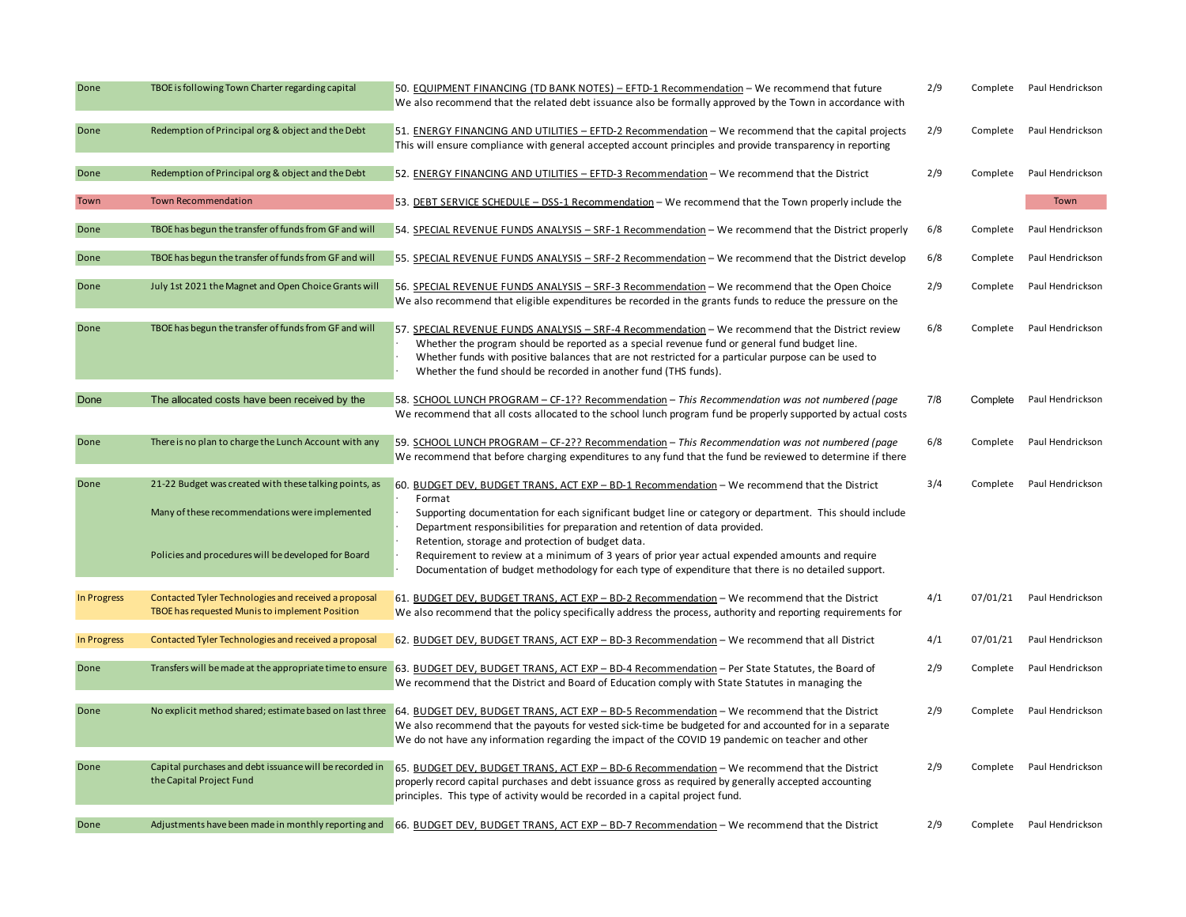| Status | Notes | Recommendation | Date | Completion | Responsible |
|---|---|---|---|---|---|
| Done | TBOE is following Town Charter regarding capital | 50. EQUIPMENT FINANCING (TD BANK NOTES) – EFTD-1 Recommendation – We recommend that future<br>We also recommend that the related debt issuance also be formally approved by the Town in accordance with | 2/9 | Complete | Paul Hendrickson |
| Done | Redemption of Principal org & object and the Debt | 51. ENERGY FINANCING AND UTILITIES – EFTD-2 Recommendation – We recommend that the capital projects<br>This will ensure compliance with general accepted account principles and provide transparency in reporting | 2/9 | Complete | Paul Hendrickson |
| Done | Redemption of Principal org & object and the Debt | 52. ENERGY FINANCING AND UTILITIES – EFTD-3 Recommendation – We recommend that the District | 2/9 | Complete | Paul Hendrickson |
| Town | Town Recommendation | 53. DEBT SERVICE SCHEDULE – DSS-1 Recommendation – We recommend that the Town properly include the | | | Town |
| Done | TBOE has begun the transfer of funds from GF and will | 54. SPECIAL REVENUE FUNDS ANALYSIS – SRF-1 Recommendation – We recommend that the District properly | 6/8 | Complete | Paul Hendrickson |
| Done | TBOE has begun the transfer of funds from GF and will | 55. SPECIAL REVENUE FUNDS ANALYSIS – SRF-2 Recommendation – We recommend that the District develop | 6/8 | Complete | Paul Hendrickson |
| Done | July 1st 2021 the Magnet and Open Choice Grants will | 56. SPECIAL REVENUE FUNDS ANALYSIS – SRF-3 Recommendation – We recommend that the Open Choice<br>We also recommend that eligible expenditures be recorded in the grants funds to reduce the pressure on the | 2/9 | Complete | Paul Hendrickson |
| Done | TBOE has begun the transfer of funds from GF and will | 57. SPECIAL REVENUE FUNDS ANALYSIS – SRF-4 Recommendation – We recommend that the District review<br>· Whether the program should be reported as a special revenue fund or general fund budget line.<br>· Whether funds with positive balances that are not restricted for a particular purpose can be used to<br>· Whether the fund should be recorded in another fund (THS funds). | 6/8 | Complete | Paul Hendrickson |
| Done | The allocated costs have been received by the | 58. SCHOOL LUNCH PROGRAM – CF-1?? Recommendation – *This Recommendation was not numbered (page*<br>We recommend that all costs allocated to the school lunch program fund be properly supported by actual costs | 7/8 | Complete | Paul Hendrickson |
| Done | There is no plan to charge the Lunch Account with any | 59. SCHOOL LUNCH PROGRAM – CF-2?? Recommendation – *This Recommendation was not numbered (page*<br>We recommend that before charging expenditures to any fund that the fund be reviewed to determine if there | 6/8 | Complete | Paul Hendrickson |
| Done | 21-22 Budget was created with these talking points, as<br>Many of these recommendations were implemented<br>Policies and procedures will be developed for Board | 60. BUDGET DEV, BUDGET TRANS, ACT EXP – BD-1 Recommendation – We recommend that the District<br>· Format<br>· Supporting documentation for each significant budget line or category or department. This should include<br>· Department responsibilities for preparation and retention of data provided.<br>· Retention, storage and protection of budget data.<br>· Requirement to review at a minimum of 3 years of prior year actual expended amounts and require<br>· Documentation of budget methodology for each type of expenditure that there is no detailed support. | 3/4 | Complete | Paul Hendrickson |
| In Progress | Contacted Tyler Technologies and received a proposal<br>TBOE has requested Munis to implement Position | 61. BUDGET DEV, BUDGET TRANS, ACT EXP – BD-2 Recommendation – We recommend that the District<br>We also recommend that the policy specifically address the process, authority and reporting requirements for | 4/1 | 07/01/21 | Paul Hendrickson |
| In Progress | Contacted Tyler Technologies and received a proposal | 62. BUDGET DEV, BUDGET TRANS, ACT EXP – BD-3 Recommendation – We recommend that all District | 4/1 | 07/01/21 | Paul Hendrickson |
| Done | Transfers will be made at the appropriate time to ensure | 63. BUDGET DEV, BUDGET TRANS, ACT EXP – BD-4 Recommendation – Per State Statutes, the Board of<br>We recommend that the District and Board of Education comply with State Statutes in managing the | 2/9 | Complete | Paul Hendrickson |
| Done | No explicit method shared; estimate based on last three | 64. BUDGET DEV, BUDGET TRANS, ACT EXP – BD-5 Recommendation – We recommend that the District<br>We also recommend that the payouts for vested sick-time be budgeted for and accounted for in a separate<br>We do not have any information regarding the impact of the COVID 19 pandemic on teacher and other | 2/9 | Complete | Paul Hendrickson |
| Done | Capital purchases and debt issuance will be recorded in the Capital Project Fund | 65. BUDGET DEV, BUDGET TRANS, ACT EXP – BD-6 Recommendation – We recommend that the District properly record capital purchases and debt issuance gross as required by generally accepted accounting principles. This type of activity would be recorded in a capital project fund. | 2/9 | Complete | Paul Hendrickson |
| Done | Adjustments have been made in monthly reporting and | 66. BUDGET DEV, BUDGET TRANS, ACT EXP – BD-7 Recommendation – We recommend that the District | 2/9 | Complete | Paul Hendrickson |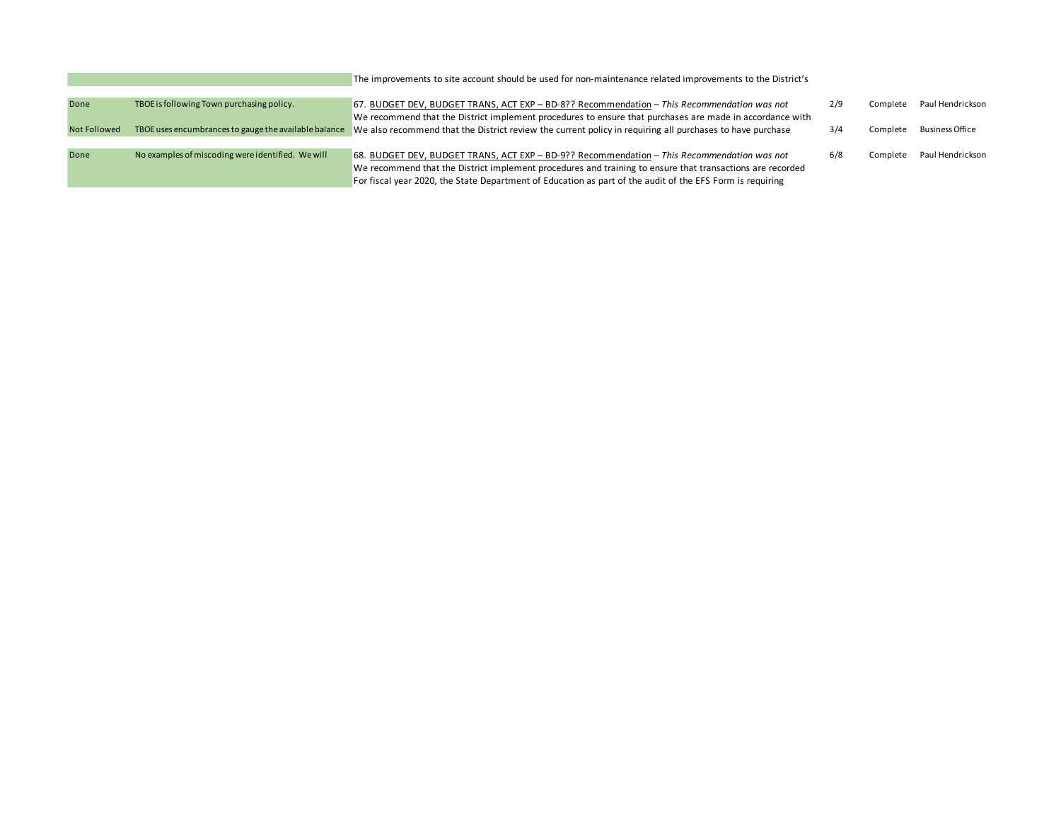| | | | | | |
|---|---|---|---|---|---|
| | | The improvements to site account should be used for non-maintenance related improvements to the District's | | | |
| Done | TBOE is following Town purchasing policy. | 67. <u>BUDGET DEV, BUDGET TRANS, ACT EXP – BD-8?? Recommendation</u> – *This Recommendation was not* We recommend that the District implement procedures to ensure that purchases are made in accordance with | 2/9 | Complete | Paul Hendrickson |
| Not Followed | TBOE uses encumbrances to gauge the available balance | We also recommend that the District review the current policy in requiring all purchases to have purchase | 3/4 | Complete | Business Office |
| Done | No examples of miscoding were identified. We will | 68. <u>BUDGET DEV, BUDGET TRANS, ACT EXP – BD-9?? Recommendation</u> – *This Recommendation was not* We recommend that the District implement procedures and training to ensure that transactions are recorded For fiscal year 2020, the State Department of Education as part of the audit of the EFS Form is requiring | 6/8 | Complete | Paul Hendrickson |